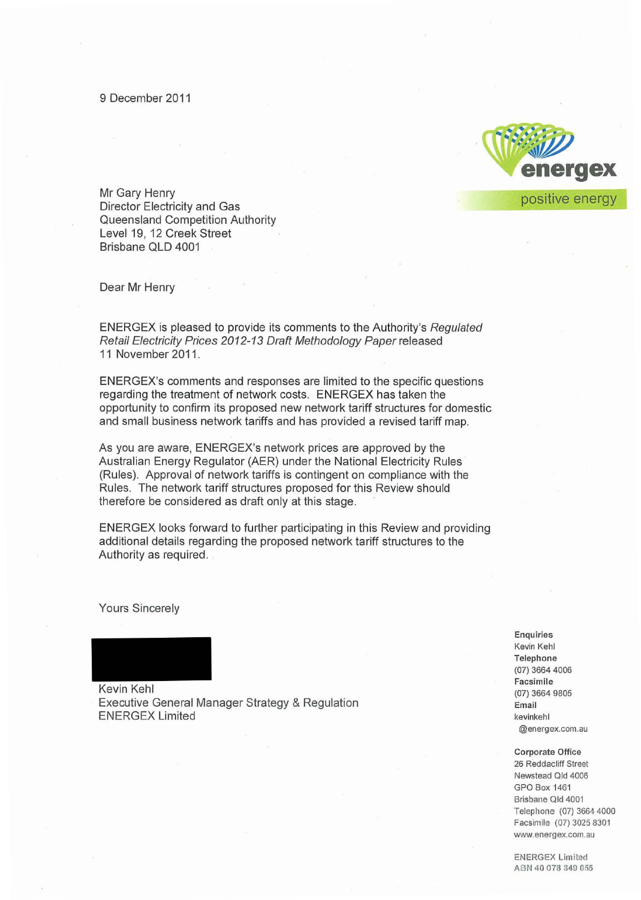9 December 2011

energex

positive energy

Mr Gary Henry
Director Electricity and Gas
Queensland Competition Authority
Level 19, 12 Creek Street
Brisbane QLD 4001

Dear Mr Henry

ENERGEX is pleased to provide its comments to the Authority's *Regulated Retail Electricity Prices 2012-13 Draft Methodology Paper* released 11 November 2011.

ENERGEX's comments and responses are limited to the specific questions regarding the treatment of network costs. ENERGEX has taken the opportunity to confirm its proposed new network tariff structures for domestic and small business network tariffs and has provided a revised tariff map.

As you are aware, ENERGEX's network prices are approved by the Australian Energy Regulator (AER) under the National Electricity Rules (Rules). Approval of network tariffs is contingent on compliance with the Rules. The network tariff structures proposed for this Review should therefore be considered as draft only at this stage.

ENERGEX looks forward to further participating in this Review and providing additional details regarding the proposed network tariff structures to the Authority as required.

Yours Sincerely

Kevin Kehl
Executive General Manager Strategy & Regulation
ENERGEX Limited

**Enquiries**
Kevin Kehl
**Telephone**
(07) 3664 4006
**Facsimile**
(07) 3664 9805
**Email**
kevinkehl
@energex.com.au

**Corporate Office**
26 Reddacliff Street
Newstead Qld 4006
GPO Box 1461
Brisbane Qld 4001
Telephone (07) 3664 4000
Facsimile (07) 3025 8301
www.energex.com.au

ENERGEX Limited
ABN 40 078 849 055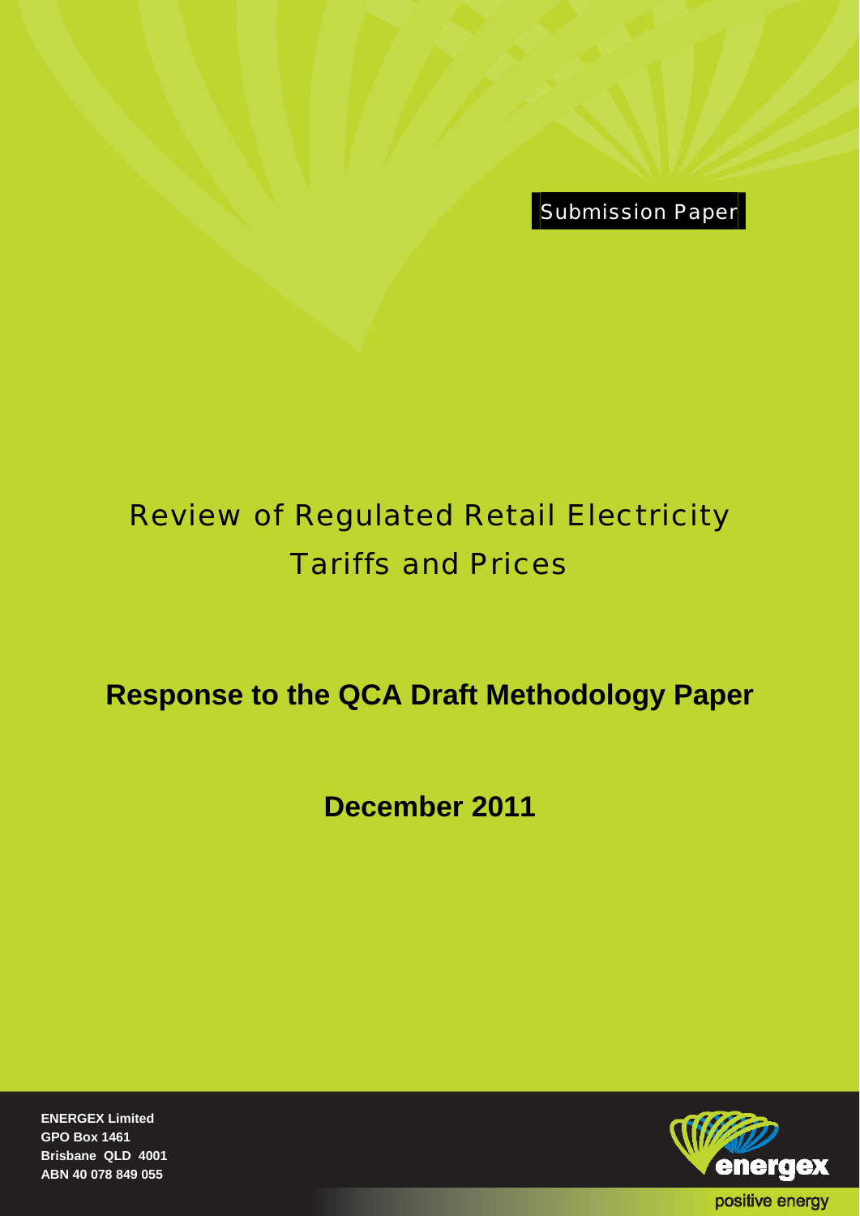Submission Paper

# Review of Regulated Retail Electricity Tariffs and Prices

## Response to the QCA Draft Methodology Paper

**December 2011**

**ENERGEX Limited**
**GPO Box 1461**
**Brisbane QLD 4001**
**ABN 40 078 849 055**

energex

positive energy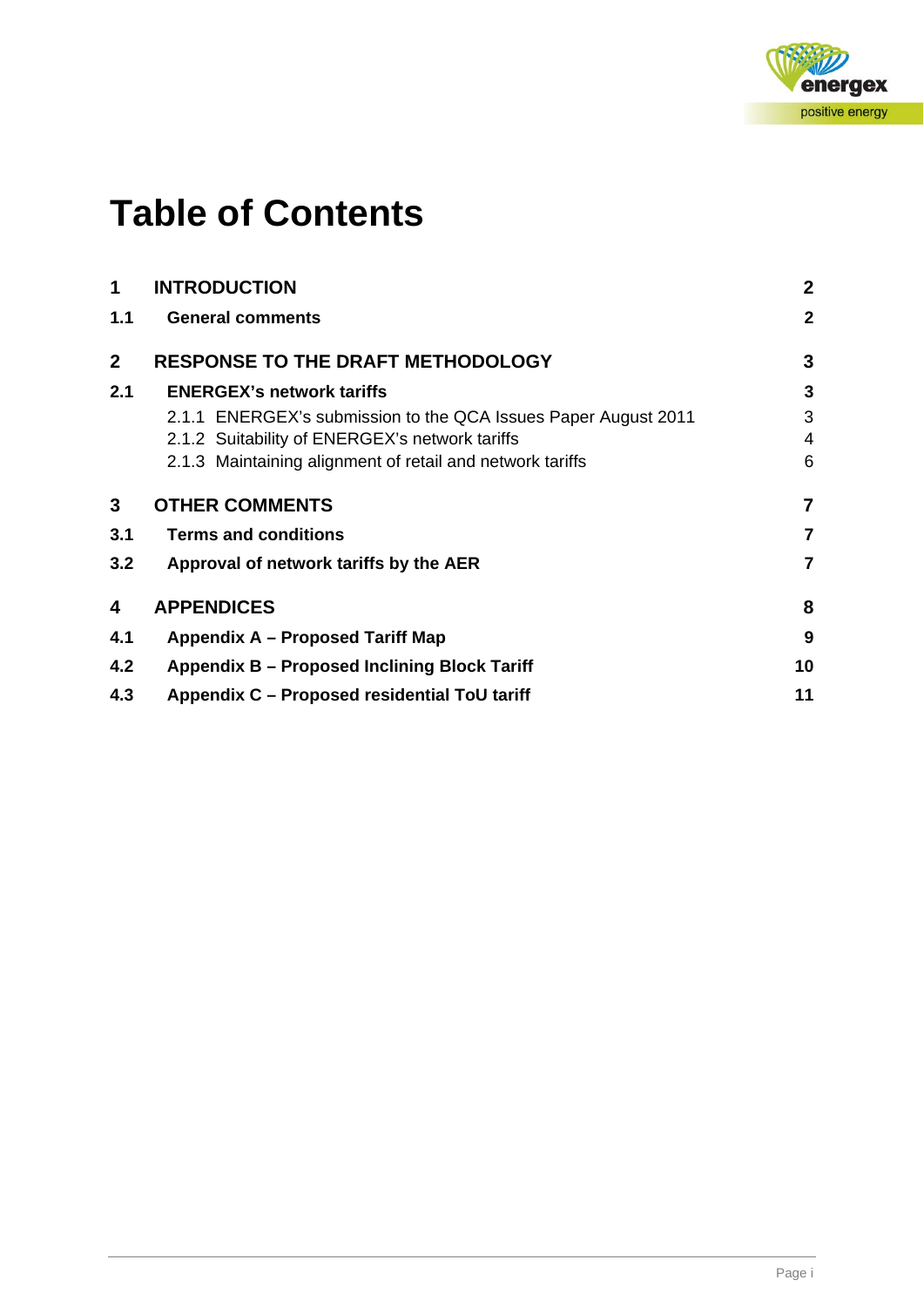# Table of Contents

| | | |
|---|---|---|
| **1** | **INTRODUCTION** | **2** |
| **1.1** | **General comments** | **2** |
| **2** | **RESPONSE TO THE DRAFT METHODOLOGY** | **3** |
| **2.1** | **ENERGEX's network tariffs** | **3** |
| | 2.1.1 ENERGEX's submission to the QCA Issues Paper August 2011 | 3 |
| | 2.1.2 Suitability of ENERGEX's network tariffs | 4 |
| | 2.1.3 Maintaining alignment of retail and network tariffs | 6 |
| **3** | **OTHER COMMENTS** | **7** |
| **3.1** | **Terms and conditions** | **7** |
| **3.2** | **Approval of network tariffs by the AER** | **7** |
| **4** | **APPENDICES** | **8** |
| **4.1** | **Appendix A – Proposed Tariff Map** | **9** |
| **4.2** | **Appendix B – Proposed Inclining Block Tariff** | **10** |
| **4.3** | **Appendix C – Proposed residential ToU tariff** | **11** |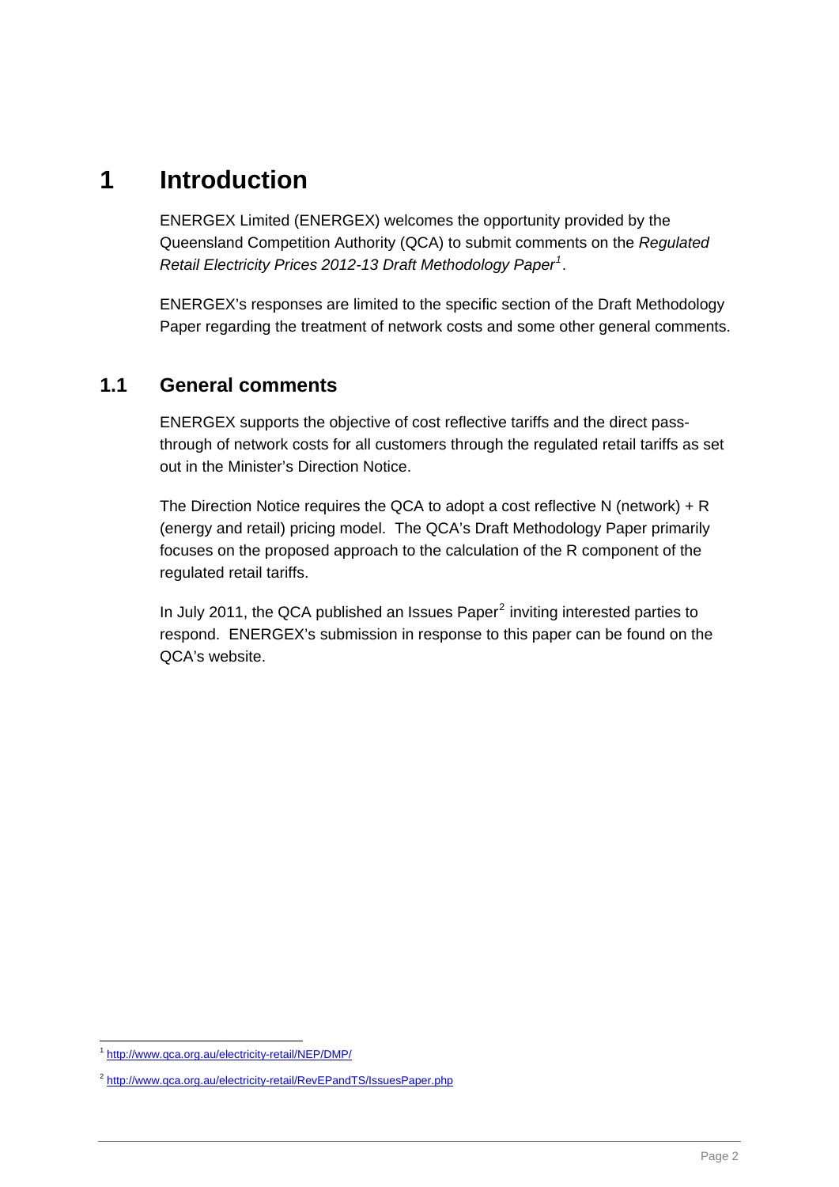# 1 Introduction

ENERGEX Limited (ENERGEX) welcomes the opportunity provided by the Queensland Competition Authority (QCA) to submit comments on the *Regulated Retail Electricity Prices 2012-13 Draft Methodology Paper*[1].

ENERGEX's responses are limited to the specific section of the Draft Methodology Paper regarding the treatment of network costs and some other general comments.

## 1.1 General comments

ENERGEX supports the objective of cost reflective tariffs and the direct pass-through of network costs for all customers through the regulated retail tariffs as set out in the Minister's Direction Notice.

The Direction Notice requires the QCA to adopt a cost reflective N (network) + R (energy and retail) pricing model. The QCA's Draft Methodology Paper primarily focuses on the proposed approach to the calculation of the R component of the regulated retail tariffs.

In July 2011, the QCA published an Issues Paper[2] inviting interested parties to respond. ENERGEX's submission in response to this paper can be found on the QCA's website.

---

[1] http://www.qca.org.au/electricity-retail/NEP/DMP/

[2] http://www.qca.org.au/electricity-retail/RevEPandTS/IssuesPaper.php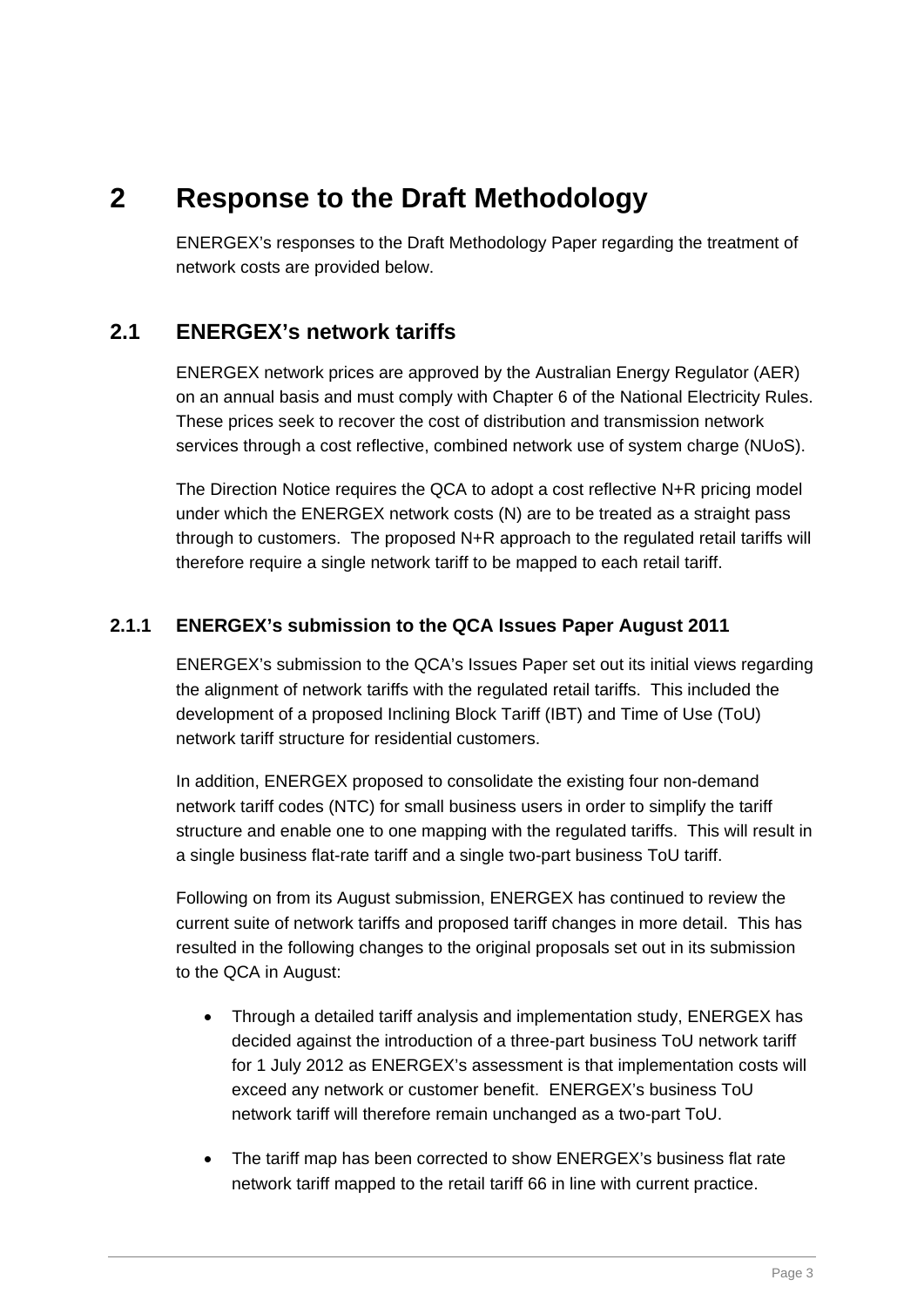# 2 Response to the Draft Methodology

ENERGEX's responses to the Draft Methodology Paper regarding the treatment of network costs are provided below.

## 2.1 ENERGEX's network tariffs

ENERGEX network prices are approved by the Australian Energy Regulator (AER) on an annual basis and must comply with Chapter 6 of the National Electricity Rules. These prices seek to recover the cost of distribution and transmission network services through a cost reflective, combined network use of system charge (NUoS).

The Direction Notice requires the QCA to adopt a cost reflective N+R pricing model under which the ENERGEX network costs (N) are to be treated as a straight pass through to customers. The proposed N+R approach to the regulated retail tariffs will therefore require a single network tariff to be mapped to each retail tariff.

### 2.1.1 ENERGEX's submission to the QCA Issues Paper August 2011

ENERGEX's submission to the QCA's Issues Paper set out its initial views regarding the alignment of network tariffs with the regulated retail tariffs. This included the development of a proposed Inclining Block Tariff (IBT) and Time of Use (ToU) network tariff structure for residential customers.

In addition, ENERGEX proposed to consolidate the existing four non-demand network tariff codes (NTC) for small business users in order to simplify the tariff structure and enable one to one mapping with the regulated tariffs. This will result in a single business flat-rate tariff and a single two-part business ToU tariff.

Following on from its August submission, ENERGEX has continued to review the current suite of network tariffs and proposed tariff changes in more detail. This has resulted in the following changes to the original proposals set out in its submission to the QCA in August:

- Through a detailed tariff analysis and implementation study, ENERGEX has decided against the introduction of a three-part business ToU network tariff for 1 July 2012 as ENERGEX's assessment is that implementation costs will exceed any network or customer benefit. ENERGEX's business ToU network tariff will therefore remain unchanged as a two-part ToU.
- The tariff map has been corrected to show ENERGEX's business flat rate network tariff mapped to the retail tariff 66 in line with current practice.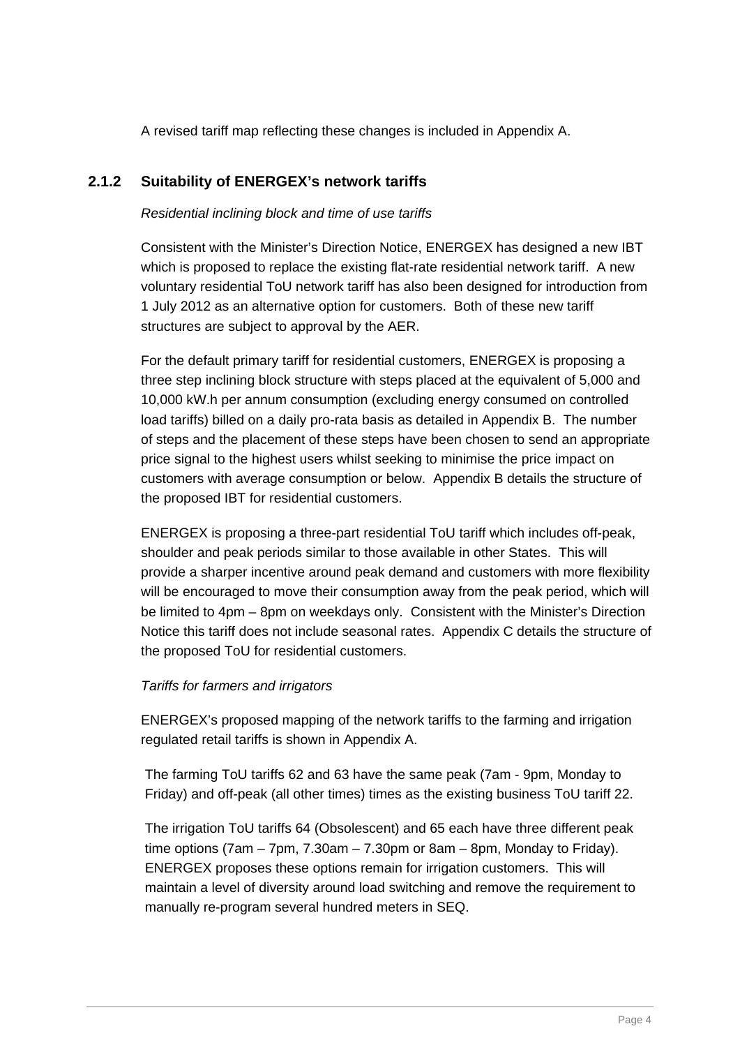A revised tariff map reflecting these changes is included in Appendix A.

### 2.1.2 Suitability of ENERGEX's network tariffs

*Residential inclining block and time of use tariffs*

Consistent with the Minister's Direction Notice, ENERGEX has designed a new IBT which is proposed to replace the existing flat-rate residential network tariff. A new voluntary residential ToU network tariff has also been designed for introduction from 1 July 2012 as an alternative option for customers. Both of these new tariff structures are subject to approval by the AER.

For the default primary tariff for residential customers, ENERGEX is proposing a three step inclining block structure with steps placed at the equivalent of 5,000 and 10,000 kW.h per annum consumption (excluding energy consumed on controlled load tariffs) billed on a daily pro-rata basis as detailed in Appendix B. The number of steps and the placement of these steps have been chosen to send an appropriate price signal to the highest users whilst seeking to minimise the price impact on customers with average consumption or below. Appendix B details the structure of the proposed IBT for residential customers.

ENERGEX is proposing a three-part residential ToU tariff which includes off-peak, shoulder and peak periods similar to those available in other States. This will provide a sharper incentive around peak demand and customers with more flexibility will be encouraged to move their consumption away from the peak period, which will be limited to 4pm – 8pm on weekdays only. Consistent with the Minister's Direction Notice this tariff does not include seasonal rates. Appendix C details the structure of the proposed ToU for residential customers.

*Tariffs for farmers and irrigators*

ENERGEX's proposed mapping of the network tariffs to the farming and irrigation regulated retail tariffs is shown in Appendix A.

The farming ToU tariffs 62 and 63 have the same peak (7am - 9pm, Monday to Friday) and off-peak (all other times) times as the existing business ToU tariff 22.

The irrigation ToU tariffs 64 (Obsolescent) and 65 each have three different peak time options (7am – 7pm, 7.30am – 7.30pm or 8am – 8pm, Monday to Friday). ENERGEX proposes these options remain for irrigation customers. This will maintain a level of diversity around load switching and remove the requirement to manually re-program several hundred meters in SEQ.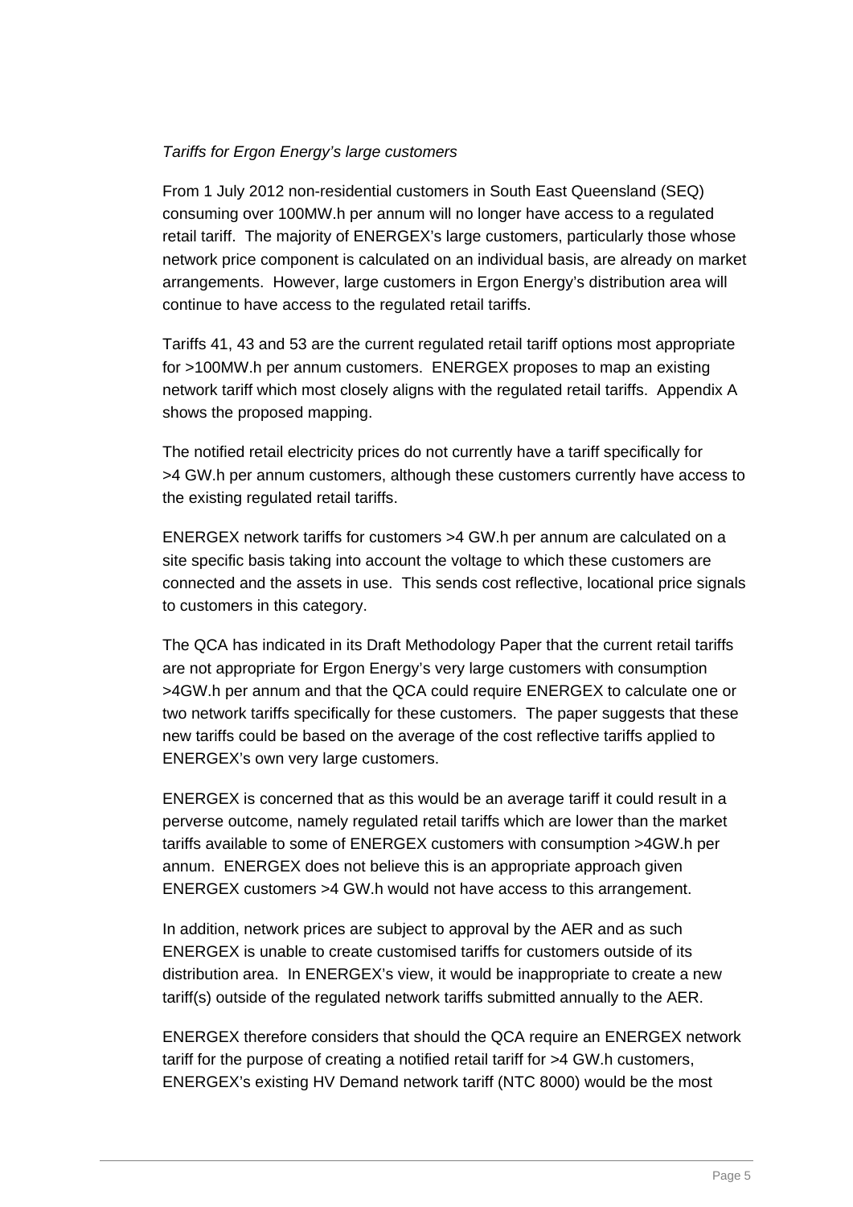*Tariffs for Ergon Energy's large customers*

From 1 July 2012 non-residential customers in South East Queensland (SEQ) consuming over 100MW.h per annum will no longer have access to a regulated retail tariff. The majority of ENERGEX's large customers, particularly those whose network price component is calculated on an individual basis, are already on market arrangements. However, large customers in Ergon Energy's distribution area will continue to have access to the regulated retail tariffs.

Tariffs 41, 43 and 53 are the current regulated retail tariff options most appropriate for >100MW.h per annum customers. ENERGEX proposes to map an existing network tariff which most closely aligns with the regulated retail tariffs. Appendix A shows the proposed mapping.

The notified retail electricity prices do not currently have a tariff specifically for >4 GW.h per annum customers, although these customers currently have access to the existing regulated retail tariffs.

ENERGEX network tariffs for customers >4 GW.h per annum are calculated on a site specific basis taking into account the voltage to which these customers are connected and the assets in use. This sends cost reflective, locational price signals to customers in this category.

The QCA has indicated in its Draft Methodology Paper that the current retail tariffs are not appropriate for Ergon Energy's very large customers with consumption >4GW.h per annum and that the QCA could require ENERGEX to calculate one or two network tariffs specifically for these customers. The paper suggests that these new tariffs could be based on the average of the cost reflective tariffs applied to ENERGEX's own very large customers.

ENERGEX is concerned that as this would be an average tariff it could result in a perverse outcome, namely regulated retail tariffs which are lower than the market tariffs available to some of ENERGEX customers with consumption >4GW.h per annum. ENERGEX does not believe this is an appropriate approach given ENERGEX customers >4 GW.h would not have access to this arrangement.

In addition, network prices are subject to approval by the AER and as such ENERGEX is unable to create customised tariffs for customers outside of its distribution area. In ENERGEX's view, it would be inappropriate to create a new tariff(s) outside of the regulated network tariffs submitted annually to the AER.

ENERGEX therefore considers that should the QCA require an ENERGEX network tariff for the purpose of creating a notified retail tariff for >4 GW.h customers, ENERGEX's existing HV Demand network tariff (NTC 8000) would be the most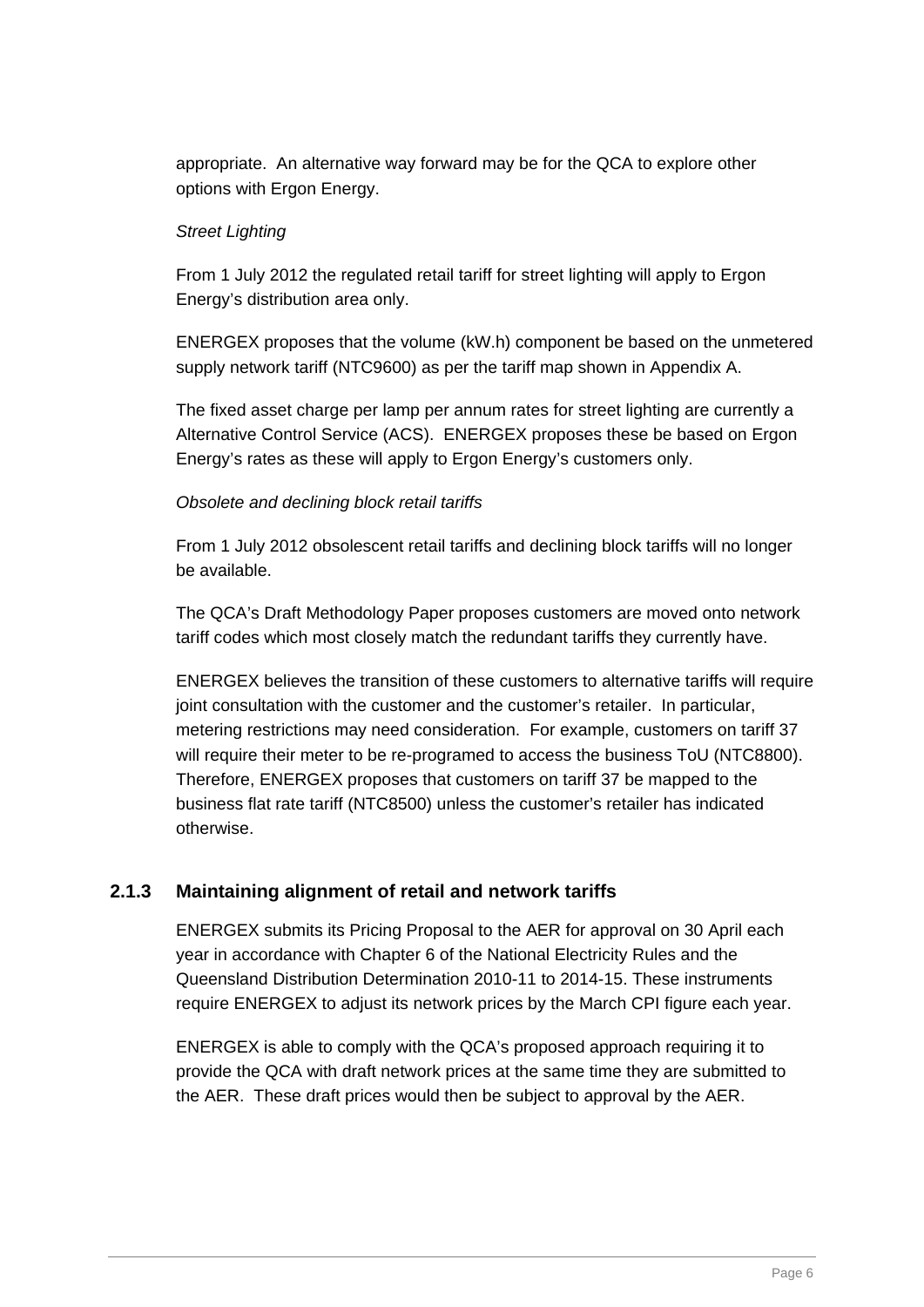appropriate. An alternative way forward may be for the QCA to explore other options with Ergon Energy.

*Street Lighting*

From 1 July 2012 the regulated retail tariff for street lighting will apply to Ergon Energy's distribution area only.

ENERGEX proposes that the volume (kW.h) component be based on the unmetered supply network tariff (NTC9600) as per the tariff map shown in Appendix A.

The fixed asset charge per lamp per annum rates for street lighting are currently a Alternative Control Service (ACS). ENERGEX proposes these be based on Ergon Energy's rates as these will apply to Ergon Energy's customers only.

*Obsolete and declining block retail tariffs*

From 1 July 2012 obsolescent retail tariffs and declining block tariffs will no longer be available.

The QCA's Draft Methodology Paper proposes customers are moved onto network tariff codes which most closely match the redundant tariffs they currently have.

ENERGEX believes the transition of these customers to alternative tariffs will require joint consultation with the customer and the customer's retailer. In particular, metering restrictions may need consideration. For example, customers on tariff 37 will require their meter to be re-programed to access the business ToU (NTC8800). Therefore, ENERGEX proposes that customers on tariff 37 be mapped to the business flat rate tariff (NTC8500) unless the customer's retailer has indicated otherwise.

### 2.1.3 Maintaining alignment of retail and network tariffs

ENERGEX submits its Pricing Proposal to the AER for approval on 30 April each year in accordance with Chapter 6 of the National Electricity Rules and the Queensland Distribution Determination 2010-11 to 2014-15. These instruments require ENERGEX to adjust its network prices by the March CPI figure each year.

ENERGEX is able to comply with the QCA's proposed approach requiring it to provide the QCA with draft network prices at the same time they are submitted to the AER. These draft prices would then be subject to approval by the AER.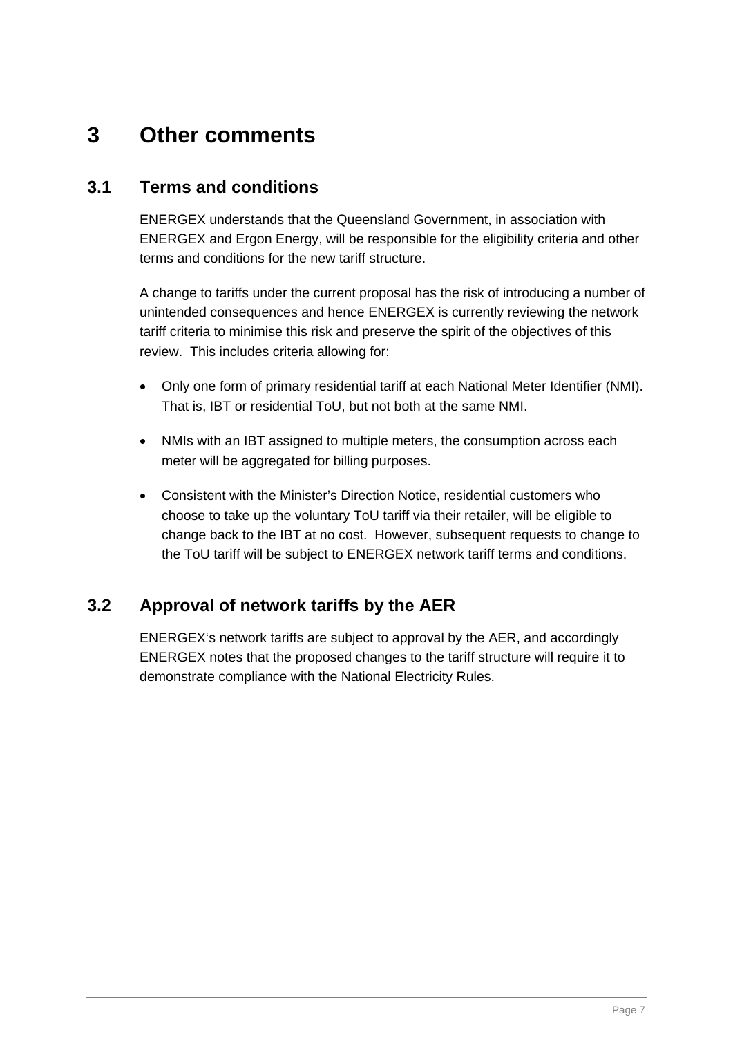# 3 Other comments

## 3.1 Terms and conditions

ENERGEX understands that the Queensland Government, in association with ENERGEX and Ergon Energy, will be responsible for the eligibility criteria and other terms and conditions for the new tariff structure.

A change to tariffs under the current proposal has the risk of introducing a number of unintended consequences and hence ENERGEX is currently reviewing the network tariff criteria to minimise this risk and preserve the spirit of the objectives of this review. This includes criteria allowing for:

- Only one form of primary residential tariff at each National Meter Identifier (NMI). That is, IBT or residential ToU, but not both at the same NMI.
- NMIs with an IBT assigned to multiple meters, the consumption across each meter will be aggregated for billing purposes.
- Consistent with the Minister's Direction Notice, residential customers who choose to take up the voluntary ToU tariff via their retailer, will be eligible to change back to the IBT at no cost. However, subsequent requests to change to the ToU tariff will be subject to ENERGEX network tariff terms and conditions.

## 3.2 Approval of network tariffs by the AER

ENERGEX's network tariffs are subject to approval by the AER, and accordingly ENERGEX notes that the proposed changes to the tariff structure will require it to demonstrate compliance with the National Electricity Rules.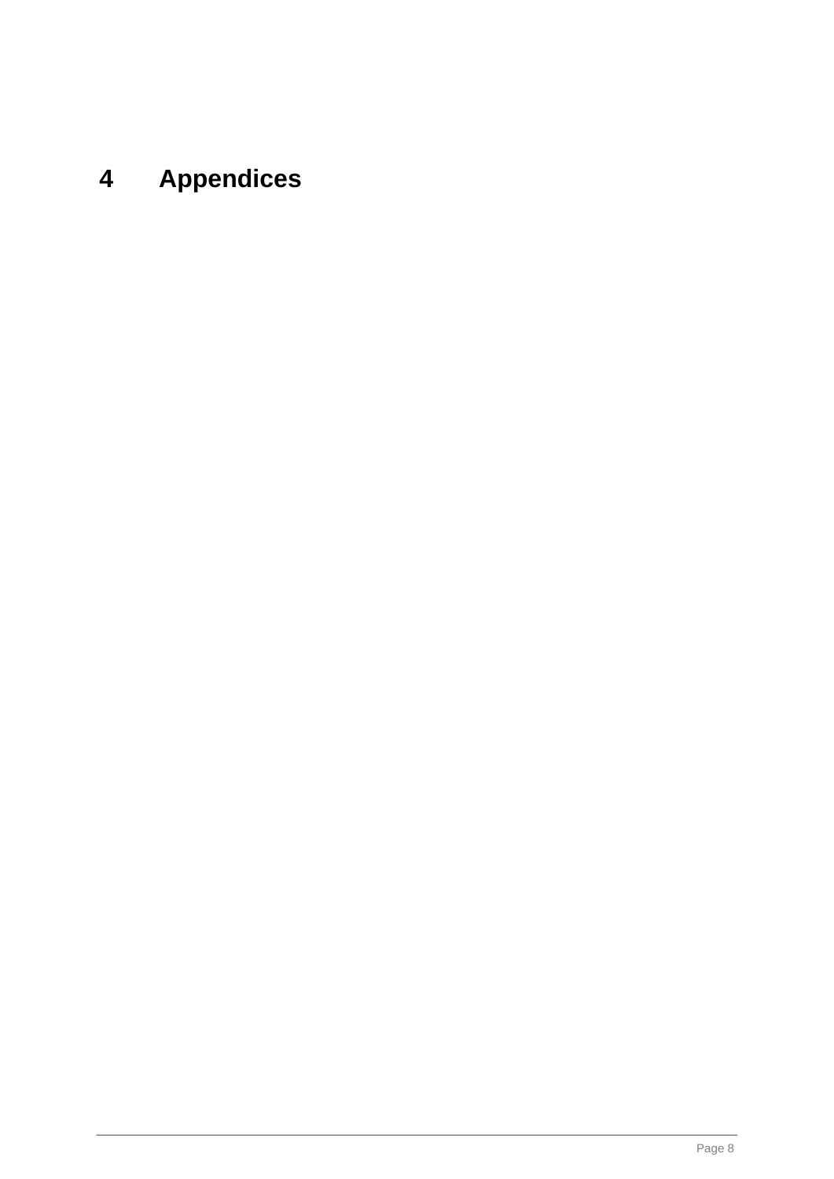# 4 Appendices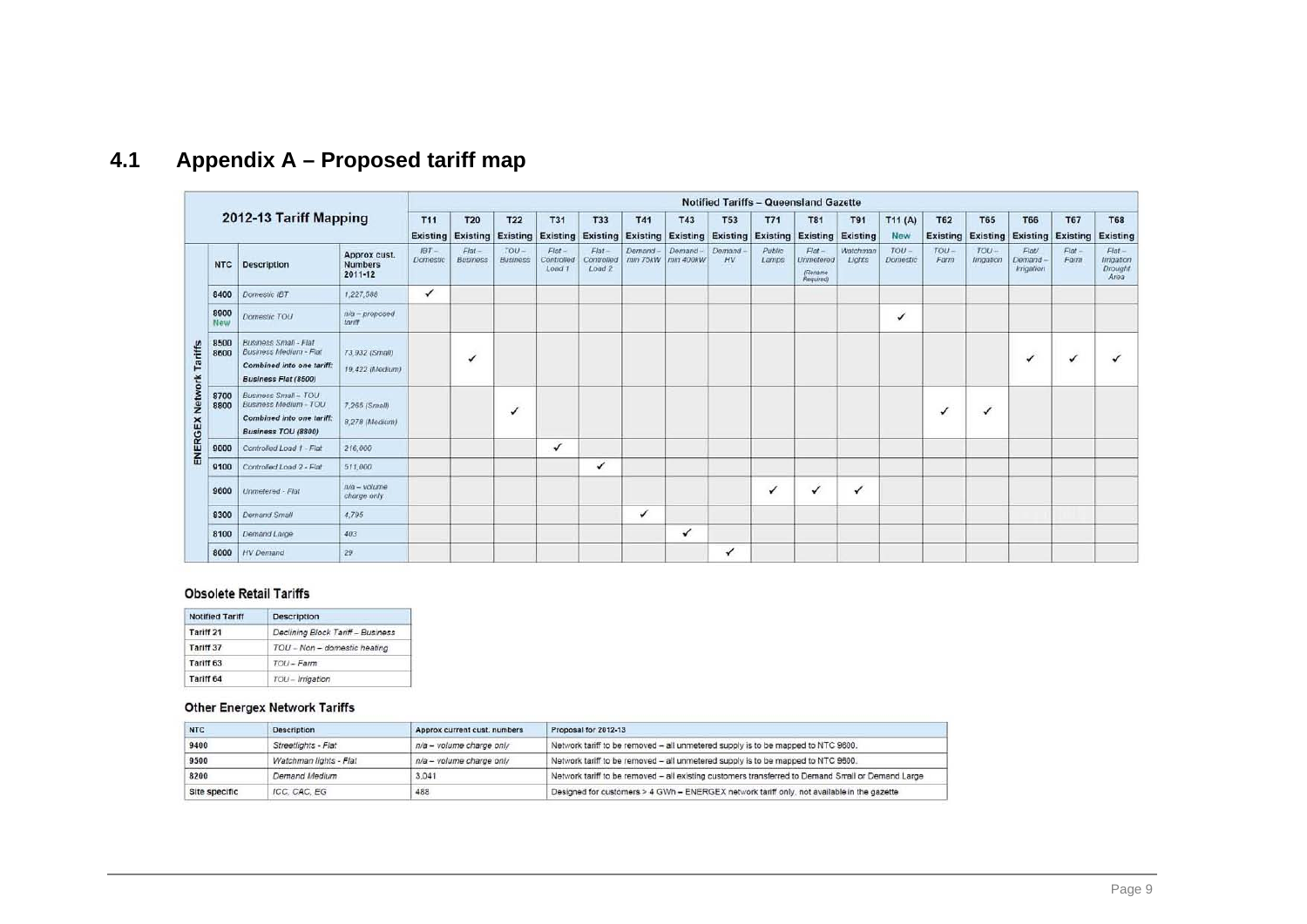# 4.1 Appendix A – Proposed tariff map

| 2012-13 Tariff Mapping | | | | Notified Tariffs – Queensland Gazette | | | | | | | | | | | | | | | | |
|---|---|---|---|---|---|---|---|---|---|---|---|---|---|---|---|---|---|---|---|---|
| | | | | T11 Existing | T20 Existing | T22 Existing | T31 Existing | T33 Existing | T41 Existing | T43 Existing | T53 Existing | T71 Existing | T81 Existing | T91 Existing | T11 (A) New | T62 Existing | T65 Existing | T66 Existing | T67 Existing | T68 Existing |
| ENERGEX Network Tariffs | NTC | Description | Approx cust. Numbers 2011-12 | *IBT – Domestic* | *Flat – Business* | *TOU – Business* | *Flat – Controlled Load 1* | *Flat – Controlled Load 2* | *Demand – min 75kW* | *Demand – min 400kW* | *Demand – HV* | *Public Lamps* | *Flat – Unmetered (Rename Required)* | *Watchman Lights* | *TOU – Domestic* | *TOU – Farm* | *TOU – Irrigation* | *Flat/ Demand – Irrigation* | *Flat – Farm* | *Flat – Irrigation Drought Area* |
| | 8400 | *Domestic IBT* | *1,227,588* | ✓ | | | | | | | | | | | | | | | | |
| | 8900 New | *Domestic TOU* | *n/a – proposed tariff* | | | | | | | | | | | | ✓ | | | | | |
| | 8500 8600 | *Business Small - Flat* *Business Medium - Flat* **Combined into one tariff: Business Flat (8500)** | *73,932 (Small)* *19,422 (Medium)* | | ✓ | | | | | | | | | | | | | ✓ | ✓ | ✓ |
| | 8700 8800 | *Business Small – TOU* *Business Medium - TOU* **Combined into one tariff: Business TOU (8800)** | *7,265 (Small)* *9,278 (Medium)* | | | ✓ | | | | | | | | | | ✓ | ✓ | | | |
| | 9000 | *Controlled Load 1 - Flat* | *216,000* | | | | ✓ | | | | | | | | | | | | | |
| | 9100 | *Controlled Load 2 - Flat* | *511,000* | | | | | ✓ | | | | | | | | | | | | |
| | 9600 | *Unmetered - Flat* | *n/a – volume charge only* | | | | | | | | | ✓ | ✓ | ✓ | | | | | | |
| | 8300 | *Demand Small* | *4,795* | | | | | | ✓ | | | | | | | | | | | |
| | 8100 | *Demand Large* | *403* | | | | | | | ✓ | | | | | | | | | | |
| | 8000 | *HV Demand* | *29* | | | | | | | | ✓ | | | | | | | | | |

### Obsolete Retail Tariffs

| Notified Tariff | Description |
|---|---|
| Tariff 21 | *Declining Block Tariff – Business* |
| Tariff 37 | *TOU – Non – domestic heating* |
| Tariff 63 | *TOU – Farm* |
| Tariff 64 | *TOU – Irrigation* |

### Other Energex Network Tariffs

| NTC | Description | Approx current cust. numbers | Proposal for 2012-13 |
|---|---|---|---|
| 9400 | *Streetlights - Flat* | *n/a – volume charge only* | Network tariff to be removed – all unmetered supply is to be mapped to NTC 9600. |
| 9500 | *Watchman lights - Flat* | *n/a – volume charge only* | Network tariff to be removed – all unmetered supply is to be mapped to NTC 9600. |
| 8200 | *Demand Medium* | 3,041 | Network tariff to be removed – all existing customers transferred to Demand Small or Demand Large |
| Site specific | *ICC, CAC, EG* | 488 | Designed for customers > 4 GWh – ENERGEX network tariff only, not available in the gazette |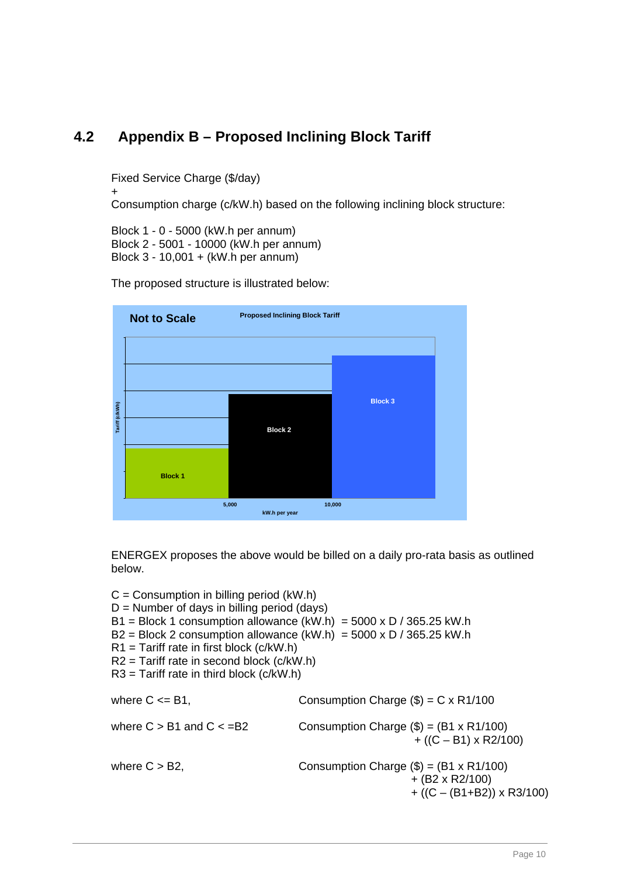## 4.2 Appendix B – Proposed Inclining Block Tariff

Fixed Service Charge ($/day)
+
Consumption charge (c/kW.h) based on the following inclining block structure:

Block 1 - 0 - 5000 (kW.h per annum)
Block 2 - 5001 - 10000 (kW.h per annum)
Block 3 - 10,001 + (kW.h per annum)

The proposed structure is illustrated below:

**Not to Scale** — Proposed Inclining Block Tariff

Tariff (c/kWh) vs kW.h per year: Block 1 (0 – 5,000), Block 2 (5,000 – 10,000), Block 3 (10,000 +)

ENERGEX proposes the above would be billed on a daily pro-rata basis as outlined below.

C = Consumption in billing period (kW.h)
D = Number of days in billing period (days)
B1 = Block 1 consumption allowance (kW.h) = 5000 x D / 365.25 kW.h
B2 = Block 2 consumption allowance (kW.h) = 5000 x D / 365.25 kW.h
R1 = Tariff rate in first block (c/kW.h)
R2 = Tariff rate in second block (c/kW.h)
R3 = Tariff rate in third block (c/kW.h)

| | |
|---|---|
| where C <= B1, | Consumption Charge ($) = C x R1/100 |
| where C > B1 and C < =B2 | Consumption Charge ($) = (B1 x R1/100) + ((C – B1) x R2/100) |
| where C > B2, | Consumption Charge ($) = (B1 x R1/100) + (B2 x R2/100) + ((C – (B1+B2)) x R3/100) |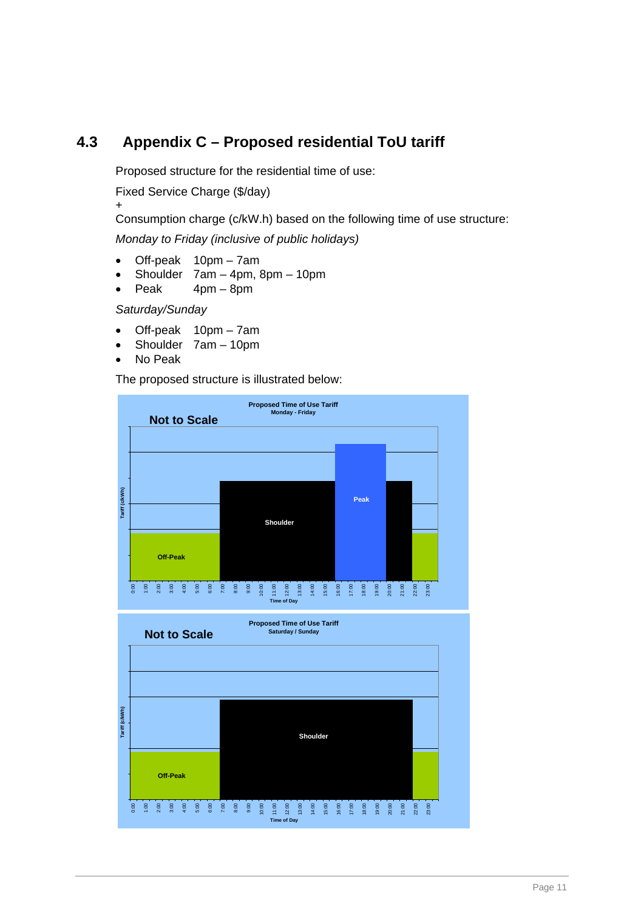## 4.3 Appendix C – Proposed residential ToU tariff

Proposed structure for the residential time of use:

Fixed Service Charge ($/day)
+
Consumption charge (c/kW.h) based on the following time of use structure:

*Monday to Friday (inclusive of public holidays)*

- Off-peak 10pm – 7am
- Shoulder 7am – 4pm, 8pm – 10pm
- Peak 4pm – 8pm

*Saturday/Sunday*

- Off-peak 10pm – 7am
- Shoulder 7am – 10pm
- No Peak

The proposed structure is illustrated below:

Proposed Time of Use Tariff
Monday - Friday

Not to Scale

Tariff (c/kWh)

Off-Peak
Shoulder
Peak

0:00 1:00 2:00 3:00 4:00 5:00 6:00 7:00 8:00 9:00 10:00 11:00 12:00 13:00 14:00 15:00 16:00 17:00 18:00 19:00 20:00 21:00 22:00 23:00

Time of Day

Proposed Time of Use Tariff
Saturday / Sunday

Not to Scale

Tariff (c/kWh)

Off-Peak
Shoulder

0:00 1:00 2:00 3:00 4:00 5:00 6:00 7:00 8:00 9:00 10:00 11:00 12:00 13:00 14:00 15:00 16:00 17:00 18:00 19:00 20:00 21:00 22:00 23:00

Time of Day